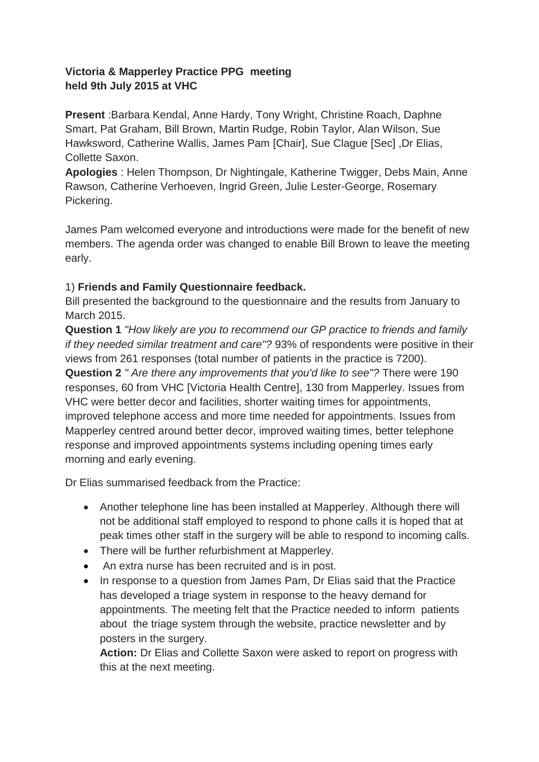**Victoria & Mapperley Practice PPG meeting**
**held 9th July 2015 at VHC**

**Present** :Barbara Kendal, Anne Hardy, Tony Wright, Christine Roach, Daphne Smart, Pat Graham, Bill Brown, Martin Rudge, Robin Taylor, Alan Wilson, Sue Hawksword, Catherine Wallis, James Pam [Chair], Sue Clague [Sec] ,Dr Elias, Collette Saxon.

**Apologies** : Helen Thompson, Dr Nightingale, Katherine Twigger, Debs Main, Anne Rawson, Catherine Verhoeven, Ingrid Green, Julie Lester-George, Rosemary Pickering.

James Pam welcomed everyone and introductions were made for the benefit of new members. The agenda order was changed to enable Bill Brown to leave the meeting early.

1) **Friends and Family Questionnaire feedback.**

Bill presented the background to the questionnaire and the results from January to March 2015.

**Question 1** *"How likely are you to recommend our GP practice to friends and family if they needed similar treatment and care"?* 93% of respondents were positive in their views from 261 responses (total number of patients in the practice is 7200).

**Question 2** *" Are there any improvements that you'd like to see"?* There were 190 responses, 60 from VHC [Victoria Health Centre], 130 from Mapperley. Issues from VHC were better decor and facilities, shorter waiting times for appointments, improved telephone access and more time needed for appointments. Issues from Mapperley centred around better decor, improved waiting times, better telephone response and improved appointments systems including opening times early morning and early evening.

Dr Elias summarised feedback from the Practice:

- Another telephone line has been installed at Mapperley. Although there will not be additional staff employed to respond to phone calls it is hoped that at peak times other staff in the surgery will be able to respond to incoming calls.
- There will be further refurbishment at Mapperley.
- An extra nurse has been recruited and is in post.
- In response to a question from James Pam, Dr Elias said that the Practice has developed a triage system in response to the heavy demand for appointments. The meeting felt that the Practice needed to inform patients about the triage system through the website, practice newsletter and by posters in the surgery.

  **Action:** Dr Elias and Collette Saxon were asked to report on progress with this at the next meeting.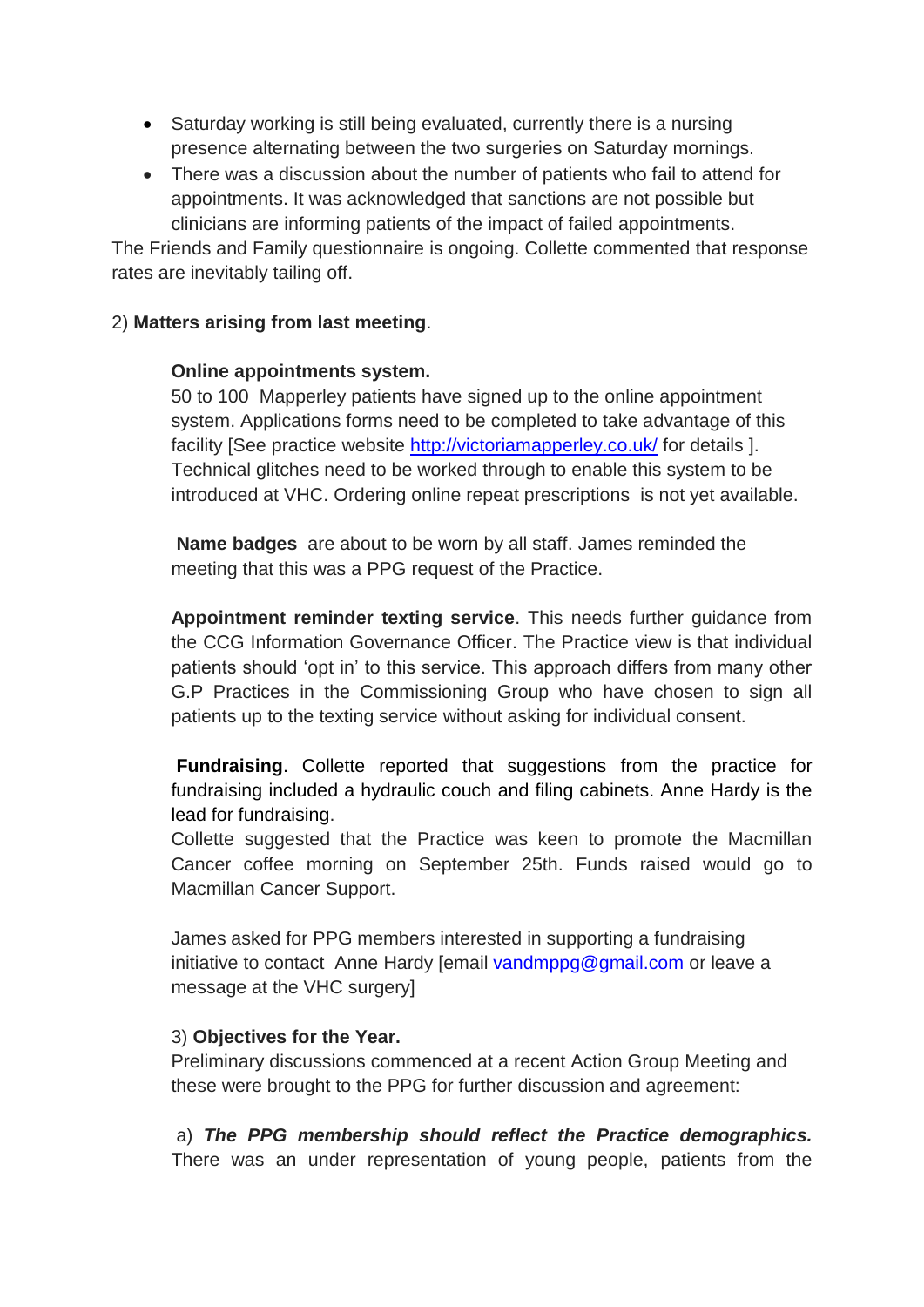- Saturday working is still being evaluated, currently there is a nursing presence alternating between the two surgeries on Saturday mornings.
- There was a discussion about the number of patients who fail to attend for appointments. It was acknowledged that sanctions are not possible but clinicians are informing patients of the impact of failed appointments.

The Friends and Family questionnaire is ongoing. Collette commented that response rates are inevitably tailing off.

2) **Matters arising from last meeting**.

**Online appointments system.**
50 to 100 Mapperley patients have signed up to the online appointment system. Applications forms need to be completed to take advantage of this facility [See practice website http://victoriamapperley.co.uk/ for details ]. Technical glitches need to be worked through to enable this system to be introduced at VHC. Ordering online repeat prescriptions is not yet available.

**Name badges** are about to be worn by all staff. James reminded the meeting that this was a PPG request of the Practice.

**Appointment reminder texting service**. This needs further guidance from the CCG Information Governance Officer. The Practice view is that individual patients should 'opt in' to this service. This approach differs from many other G.P Practices in the Commissioning Group who have chosen to sign all patients up to the texting service without asking for individual consent.

**Fundraising**. Collette reported that suggestions from the practice for fundraising included a hydraulic couch and filing cabinets. Anne Hardy is the lead for fundraising.
Collette suggested that the Practice was keen to promote the Macmillan Cancer coffee morning on September 25th. Funds raised would go to Macmillan Cancer Support.

James asked for PPG members interested in supporting a fundraising initiative to contact Anne Hardy [email vandmppg@gmail.com or leave a message at the VHC surgery]

3) **Objectives for the Year.**
Preliminary discussions commenced at a recent Action Group Meeting and these were brought to the PPG for further discussion and agreement:

a) ***The PPG membership should reflect the Practice demographics.*** There was an under representation of young people, patients from the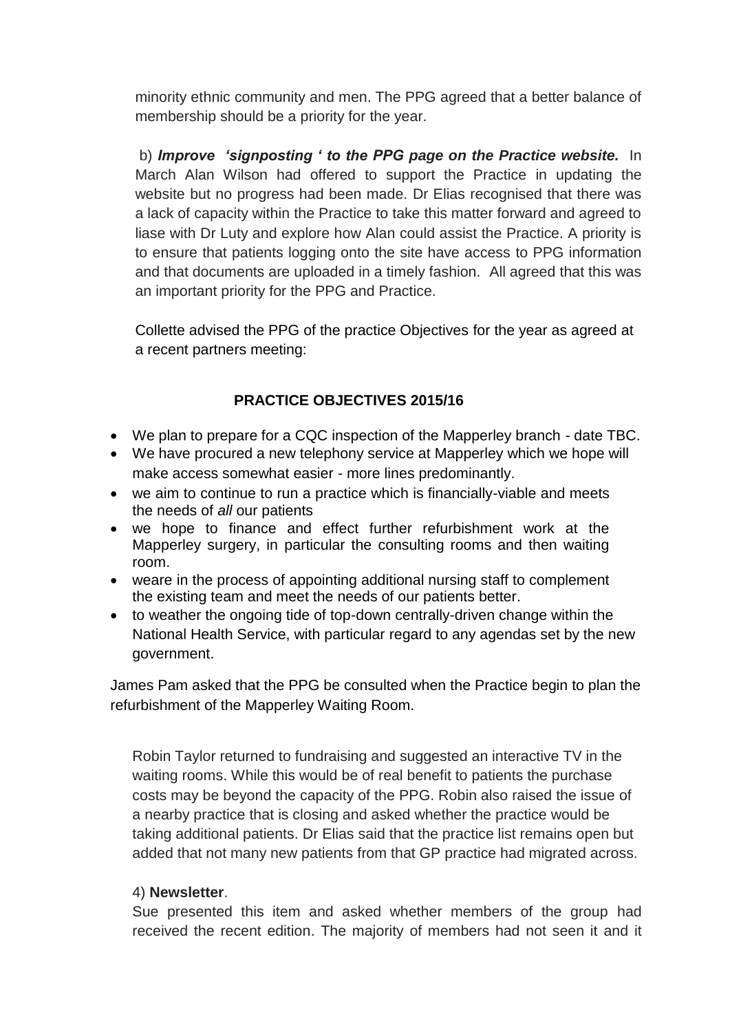minority ethnic community and men. The PPG agreed that a better balance of membership should be a priority for the year.

b) ***Improve 'signposting ' to the PPG page on the Practice website.*** In March Alan Wilson had offered to support the Practice in updating the website but no progress had been made. Dr Elias recognised that there was a lack of capacity within the Practice to take this matter forward and agreed to liase with Dr Luty and explore how Alan could assist the Practice. A priority is to ensure that patients logging onto the site have access to PPG information and that documents are uploaded in a timely fashion. All agreed that this was an important priority for the PPG and Practice.

Collette advised the PPG of the practice Objectives for the year as agreed at a recent partners meeting:

**PRACTICE OBJECTIVES 2015/16**

- We plan to prepare for a CQC inspection of the Mapperley branch - date TBC.
- We have procured a new telephony service at Mapperley which we hope will make access somewhat easier - more lines predominantly.
- we aim to continue to run a practice which is financially-viable and meets the needs of *all* our patients
- we hope to finance and effect further refurbishment work at the Mapperley surgery, in particular the consulting rooms and then waiting room.
- weare in the process of appointing additional nursing staff to complement the existing team and meet the needs of our patients better.
- to weather the ongoing tide of top-down centrally-driven change within the National Health Service, with particular regard to any agendas set by the new government.

James Pam asked that the PPG be consulted when the Practice begin to plan the refurbishment of the Mapperley Waiting Room.

Robin Taylor returned to fundraising and suggested an interactive TV in the waiting rooms. While this would be of real benefit to patients the purchase costs may be beyond the capacity of the PPG. Robin also raised the issue of a nearby practice that is closing and asked whether the practice would be taking additional patients. Dr Elias said that the practice list remains open but added that not many new patients from that GP practice had migrated across.

4) **Newsletter**.

Sue presented this item and asked whether members of the group had received the recent edition. The majority of members had not seen it and it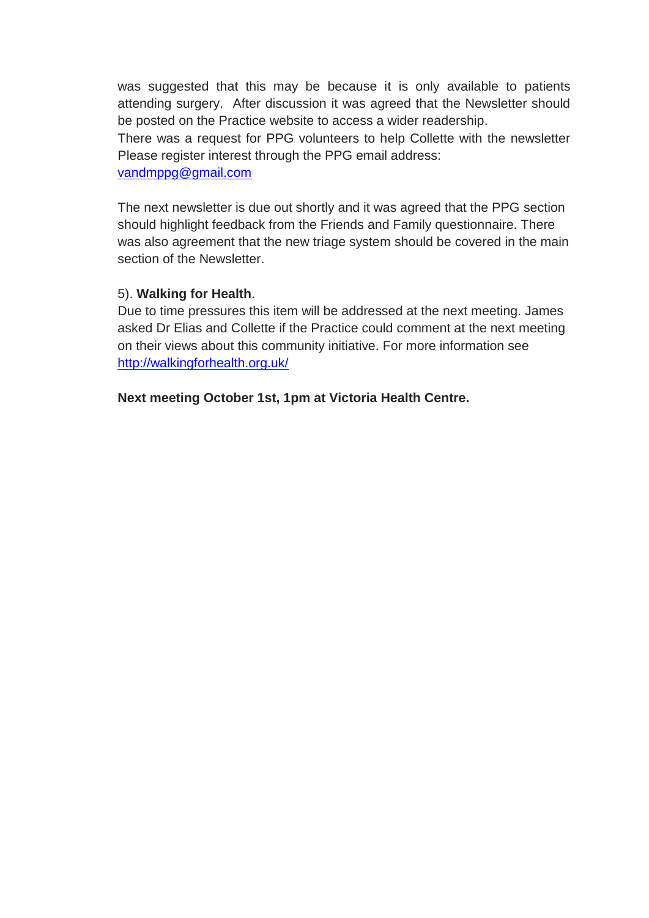was suggested that this may be because it is only available to patients attending surgery. After discussion it was agreed that the Newsletter should be posted on the Practice website to access a wider readership.
There was a request for PPG volunteers to help Collette with the newsletter Please register interest through the PPG email address:
vandmppg@gmail.com

The next newsletter is due out shortly and it was agreed that the PPG section should highlight feedback from the Friends and Family questionnaire. There was also agreement that the new triage system should be covered in the main section of the Newsletter.

5). **Walking for Health**.
Due to time pressures this item will be addressed at the next meeting. James asked Dr Elias and Collette if the Practice could comment at the next meeting on their views about this community initiative. For more information see http://walkingforhealth.org.uk/

**Next meeting October 1st, 1pm at Victoria Health Centre.**